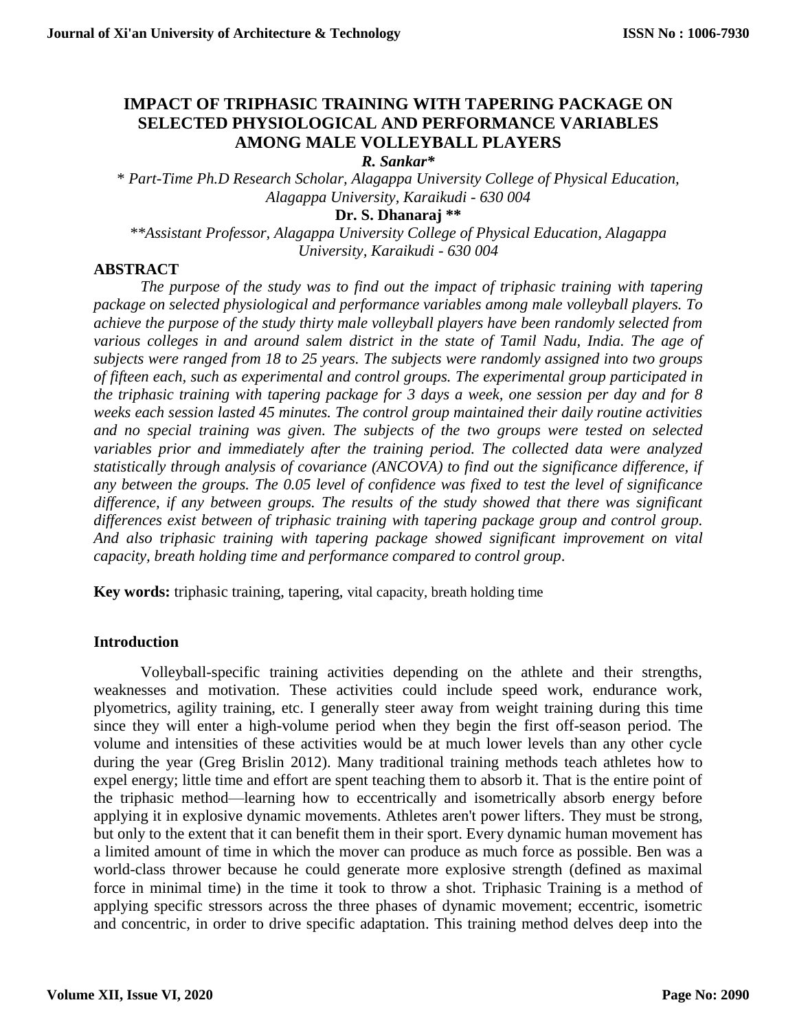# IMPACT OF TRIPHASIC TRAINING WITH TAPERING PACKAGE ON SELECTED PHYSIOLOGICAL AND PERFORMANCE VARIABLES AMONG MALE VOLLEYBALL PLAYERS

***R. Sankar****

*\* Part-Time Ph.D Research Scholar, Alagappa University College of Physical Education, Alagappa University, Karaikudi - 630 004*

**Dr. S. Dhanaraj \*\***

*\*\*Assistant Professor, Alagappa University College of Physical Education, Alagappa University, Karaikudi - 630 004*

## ABSTRACT

*The purpose of the study was to find out the impact of triphasic training with tapering package on selected physiological and performance variables among male volleyball players. To achieve the purpose of the study thirty male volleyball players have been randomly selected from various colleges in and around salem district in the state of Tamil Nadu, India. The age of subjects were ranged from 18 to 25 years. The subjects were randomly assigned into two groups of fifteen each, such as experimental and control groups. The experimental group participated in the triphasic training with tapering package for 3 days a week, one session per day and for 8 weeks each session lasted 45 minutes. The control group maintained their daily routine activities and no special training was given. The subjects of the two groups were tested on selected variables prior and immediately after the training period. The collected data were analyzed statistically through analysis of covariance (ANCOVA) to find out the significance difference, if any between the groups. The 0.05 level of confidence was fixed to test the level of significance difference, if any between groups. The results of the study showed that there was significant differences exist between of triphasic training with tapering package group and control group. And also triphasic training with tapering package showed significant improvement on vital capacity, breath holding time and performance compared to control group.*

**Key words:** triphasic training, tapering, vital capacity, breath holding time

## Introduction

Volleyball-specific training activities depending on the athlete and their strengths, weaknesses and motivation. These activities could include speed work, endurance work, plyometrics, agility training, etc. I generally steer away from weight training during this time since they will enter a high-volume period when they begin the first off-season period. The volume and intensities of these activities would be at much lower levels than any other cycle during the year (Greg Brislin 2012). Many traditional training methods teach athletes how to expel energy; little time and effort are spent teaching them to absorb it. That is the entire point of the triphasic method—learning how to eccentrically and isometrically absorb energy before applying it in explosive dynamic movements. Athletes aren't power lifters. They must be strong, but only to the extent that it can benefit them in their sport. Every dynamic human movement has a limited amount of time in which the mover can produce as much force as possible. Ben was a world-class thrower because he could generate more explosive strength (defined as maximal force in minimal time) in the time it took to throw a shot. Triphasic Training is a method of applying specific stressors across the three phases of dynamic movement; eccentric, isometric and concentric, in order to drive specific adaptation. This training method delves deep into the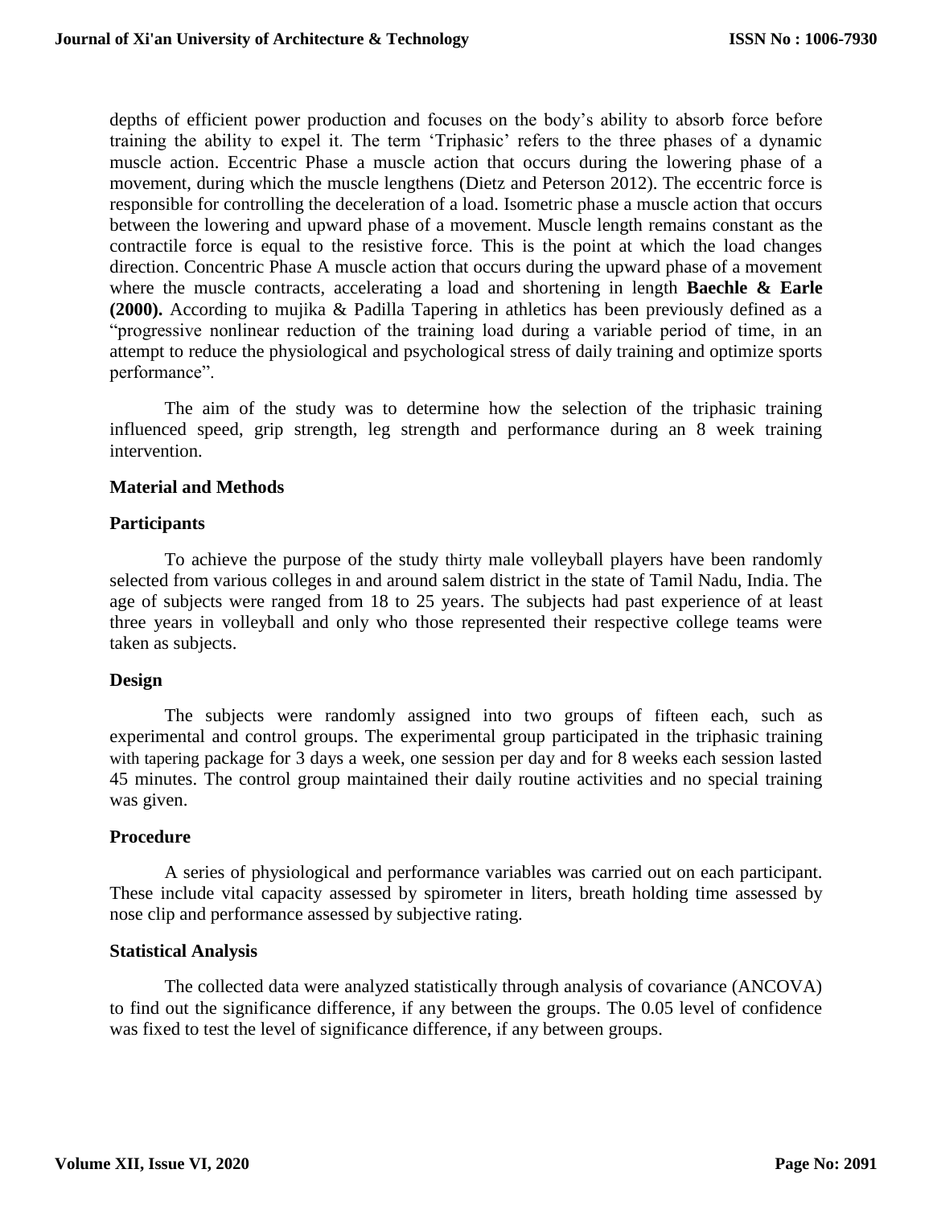depths of efficient power production and focuses on the body's ability to absorb force before training the ability to expel it. The term 'Triphasic' refers to the three phases of a dynamic muscle action. Eccentric Phase a muscle action that occurs during the lowering phase of a movement, during which the muscle lengthens (Dietz and Peterson 2012). The eccentric force is responsible for controlling the deceleration of a load. Isometric phase a muscle action that occurs between the lowering and upward phase of a movement. Muscle length remains constant as the contractile force is equal to the resistive force. This is the point at which the load changes direction. Concentric Phase A muscle action that occurs during the upward phase of a movement where the muscle contracts, accelerating a load and shortening in length **Baechle & Earle (2000).** According to mujika & Padilla Tapering in athletics has been previously defined as a "progressive nonlinear reduction of the training load during a variable period of time, in an attempt to reduce the physiological and psychological stress of daily training and optimize sports performance".

The aim of the study was to determine how the selection of the triphasic training influenced speed, grip strength, leg strength and performance during an 8 week training intervention.

### Material and Methods

### Participants

To achieve the purpose of the study thirty male volleyball players have been randomly selected from various colleges in and around salem district in the state of Tamil Nadu, India. The age of subjects were ranged from 18 to 25 years. The subjects had past experience of at least three years in volleyball and only who those represented their respective college teams were taken as subjects.

### Design

The subjects were randomly assigned into two groups of fifteen each, such as experimental and control groups. The experimental group participated in the triphasic training with tapering package for 3 days a week, one session per day and for 8 weeks each session lasted 45 minutes. The control group maintained their daily routine activities and no special training was given.

### Procedure

A series of physiological and performance variables was carried out on each participant. These include vital capacity assessed by spirometer in liters, breath holding time assessed by nose clip and performance assessed by subjective rating.

### Statistical Analysis

The collected data were analyzed statistically through analysis of covariance (ANCOVA) to find out the significance difference, if any between the groups. The 0.05 level of confidence was fixed to test the level of significance difference, if any between groups.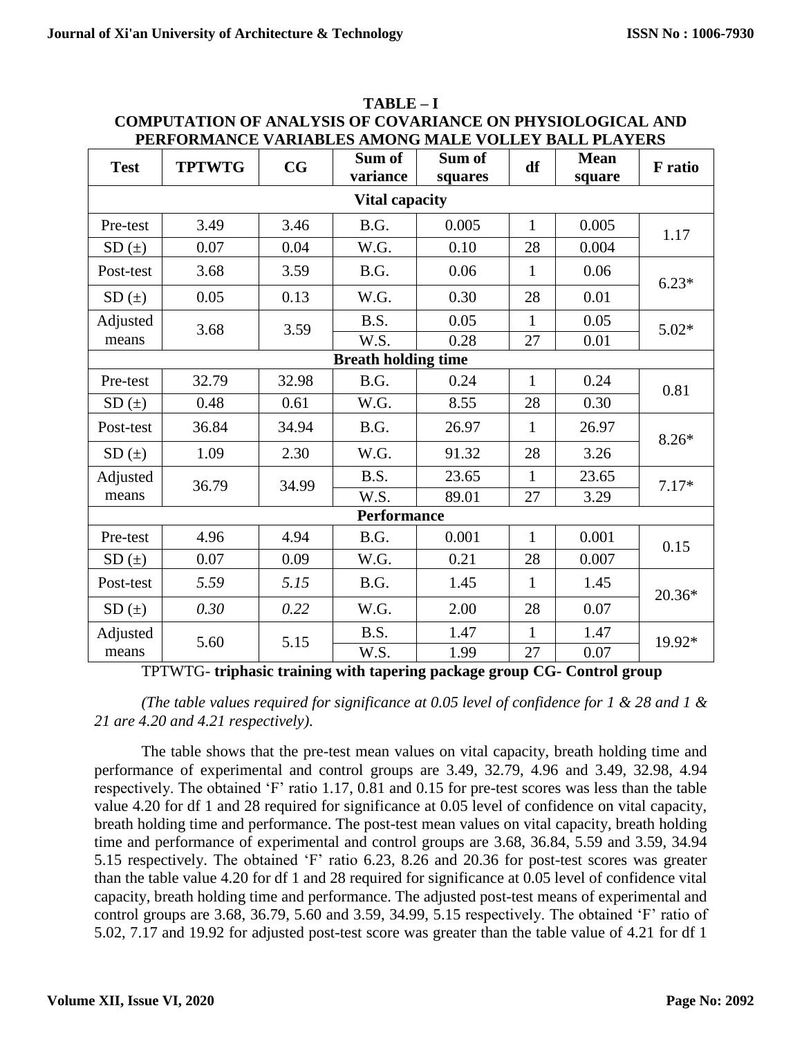**TABLE – I**

**COMPUTATION OF ANALYSIS OF COVARIANCE ON PHYSIOLOGICAL AND PERFORMANCE VARIABLES AMONG MALE VOLLEY BALL PLAYERS**

| Test | TPTWTG | CG | Sum of variance | Sum of squares | df | Mean square | F ratio |
|---|---|---|---|---|---|---|---|
| **Vital capacity** | | | | | | | |
| Pre-test | 3.49 | 3.46 | B.G. | 0.005 | 1 | 0.005 | 1.17 |
| SD (±) | 0.07 | 0.04 | W.G. | 0.10 | 28 | 0.004 | |
| Post-test | 3.68 | 3.59 | B.G. | 0.06 | 1 | 0.06 | 6.23* |
| SD (±) | 0.05 | 0.13 | W.G. | 0.30 | 28 | 0.01 | |
| Adjusted means | 3.68 | 3.59 | B.S. | 0.05 | 1 | 0.05 | 5.02* |
| | | | W.S. | 0.28 | 27 | 0.01 | |
| **Breath holding time** | | | | | | | |
| Pre-test | 32.79 | 32.98 | B.G. | 0.24 | 1 | 0.24 | 0.81 |
| SD (±) | 0.48 | 0.61 | W.G. | 8.55 | 28 | 0.30 | |
| Post-test | 36.84 | 34.94 | B.G. | 26.97 | 1 | 26.97 | 8.26* |
| SD (±) | 1.09 | 2.30 | W.G. | 91.32 | 28 | 3.26 | |
| Adjusted means | 36.79 | 34.99 | B.S. | 23.65 | 1 | 23.65 | 7.17* |
| | | | W.S. | 89.01 | 27 | 3.29 | |
| **Performance** | | | | | | | |
| Pre-test | 4.96 | 4.94 | B.G. | 0.001 | 1 | 0.001 | 0.15 |
| SD (±) | 0.07 | 0.09 | W.G. | 0.21 | 28 | 0.007 | |
| Post-test | *5.59* | *5.15* | B.G. | 1.45 | 1 | 1.45 | 20.36* |
| SD (±) | *0.30* | *0.22* | W.G. | 2.00 | 28 | 0.07 | |
| Adjusted means | 5.60 | 5.15 | B.S. | 1.47 | 1 | 1.47 | 19.92* |
| | | | W.S. | 1.99 | 27 | 0.07 | |

TPTWTG- **triphasic training with tapering package group CG- Control group**

*(The table values required for significance at 0.05 level of confidence for 1 & 28 and 1 & 21 are 4.20 and 4.21 respectively).*

The table shows that the pre-test mean values on vital capacity, breath holding time and performance of experimental and control groups are 3.49, 32.79, 4.96 and 3.49, 32.98, 4.94 respectively. The obtained 'F' ratio 1.17, 0.81 and 0.15 for pre-test scores was less than the table value 4.20 for df 1 and 28 required for significance at 0.05 level of confidence on vital capacity, breath holding time and performance. The post-test mean values on vital capacity, breath holding time and performance of experimental and control groups are 3.68, 36.84, 5.59 and 3.59, 34.94 5.15 respectively. The obtained 'F' ratio 6.23, 8.26 and 20.36 for post-test scores was greater than the table value 4.20 for df 1 and 28 required for significance at 0.05 level of confidence vital capacity, breath holding time and performance. The adjusted post-test means of experimental and control groups are 3.68, 36.79, 5.60 and 3.59, 34.99, 5.15 respectively. The obtained 'F' ratio of 5.02, 7.17 and 19.92 for adjusted post-test score was greater than the table value of 4.21 for df 1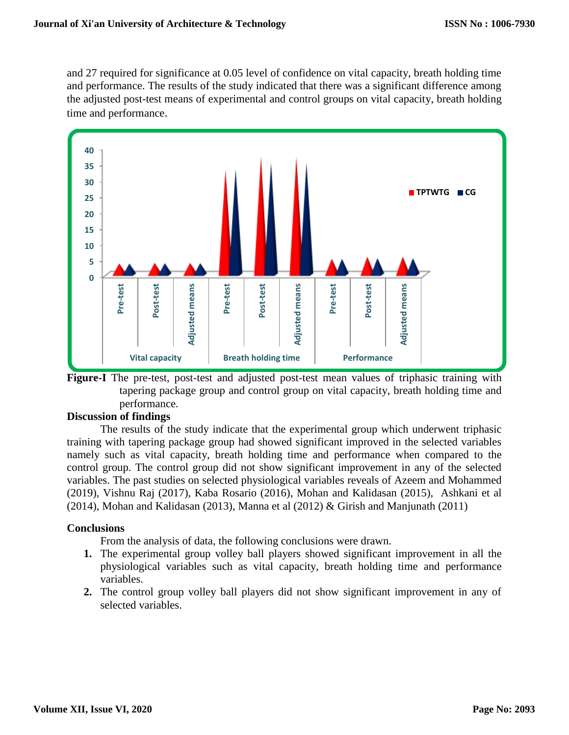and 27 required for significance at 0.05 level of confidence on vital capacity, breath holding time and performance. The results of the study indicated that there was a significant difference among the adjusted post-test means of experimental and control groups on vital capacity, breath holding time and performance.

**Figure-I** The pre-test, post-test and adjusted post-test mean values of triphasic training with tapering package group and control group on vital capacity, breath holding time and performance.

## Discussion of findings

The results of the study indicate that the experimental group which underwent triphasic training with tapering package group had showed significant improved in the selected variables namely such as vital capacity, breath holding time and performance when compared to the control group. The control group did not show significant improvement in any of the selected variables. The past studies on selected physiological variables reveals of Azeem and Mohammed (2019), Vishnu Raj (2017), Kaba Rosario (2016), Mohan and Kalidasan (2015), Ashkani et al (2014), Mohan and Kalidasan (2013), Manna et al (2012) & Girish and Manjunath (2011)

## Conclusions

From the analysis of data, the following conclusions were drawn.

1. The experimental group volley ball players showed significant improvement in all the physiological variables such as vital capacity, breath holding time and performance variables.
2. The control group volley ball players did not show significant improvement in any of selected variables.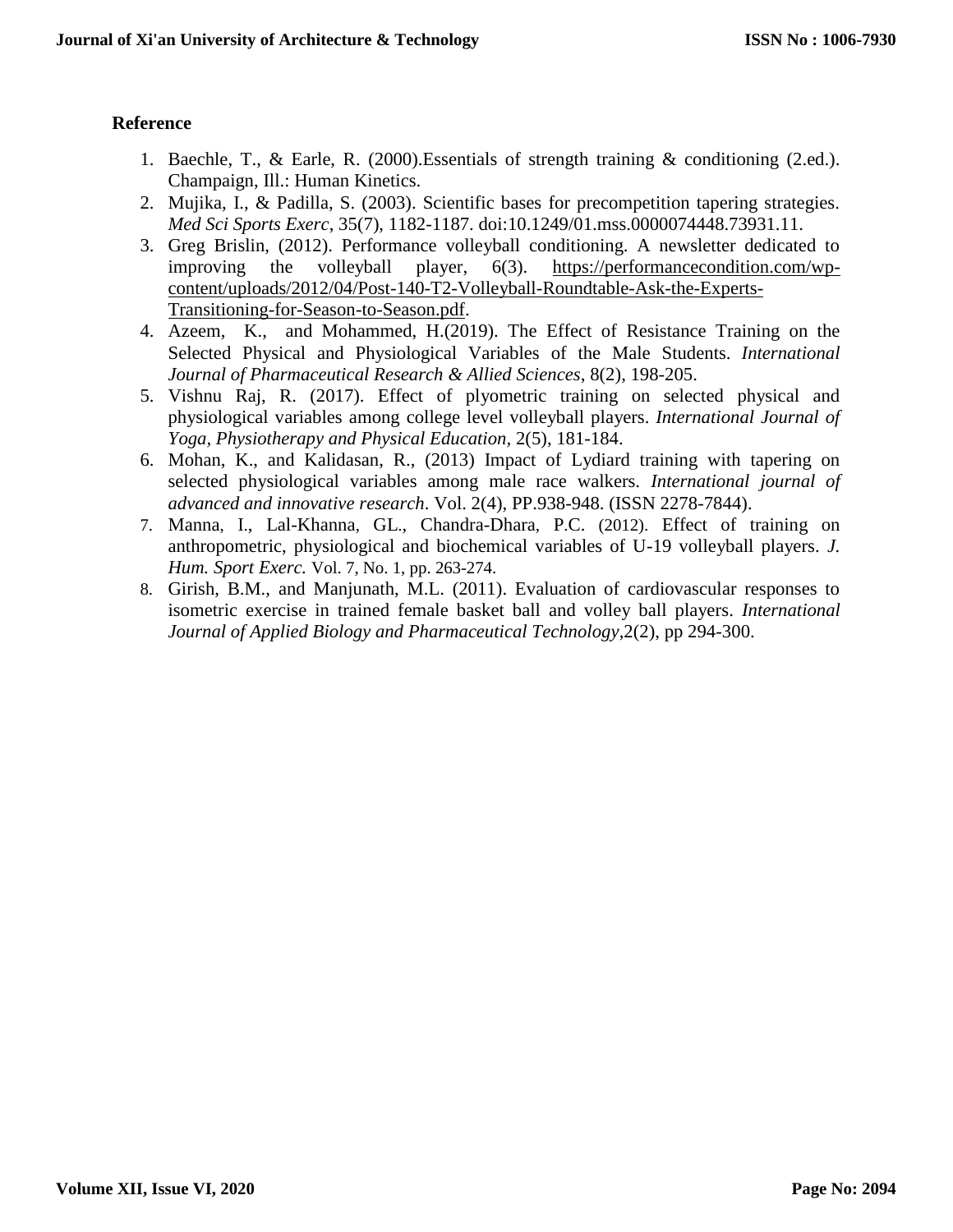**Reference**

1. Baechle, T., & Earle, R. (2000).Essentials of strength training & conditioning (2.ed.). Champaign, Ill.: Human Kinetics.
2. Mujika, I., & Padilla, S. (2003). Scientific bases for precompetition tapering strategies. *Med Sci Sports Exerc*, 35(7), 1182-1187. doi:10.1249/01.mss.0000074448.73931.11.
3. Greg Brislin, (2012). Performance volleyball conditioning. A newsletter dedicated to improving the volleyball player, 6(3). https://performancecondition.com/wp-content/uploads/2012/04/Post-140-T2-Volleyball-Roundtable-Ask-the-Experts-Transitioning-for-Season-to-Season.pdf.
4. Azeem, K., and Mohammed, H.(2019). The Effect of Resistance Training on the Selected Physical and Physiological Variables of the Male Students. *International Journal of Pharmaceutical Research & Allied Sciences*, 8(2), 198-205.
5. Vishnu Raj, R. (2017). Effect of plyometric training on selected physical and physiological variables among college level volleyball players. *International Journal of Yoga, Physiotherapy and Physical Education*, 2(5), 181-184.
6. Mohan, K., and Kalidasan, R., (2013) Impact of Lydiard training with tapering on selected physiological variables among male race walkers. *International journal of advanced and innovative research*. Vol. 2(4), PP.938-948. (ISSN 2278-7844).
7. Manna, I., Lal-Khanna, GL., Chandra-Dhara, P.C. (2012). Effect of training on anthropometric, physiological and biochemical variables of U-19 volleyball players. *J. Hum. Sport Exerc.* Vol. 7, No. 1, pp. 263-274.
8. Girish, B.M., and Manjunath, M.L. (2011). Evaluation of cardiovascular responses to isometric exercise in trained female basket ball and volley ball players. *International Journal of Applied Biology and Pharmaceutical Technology*,2(2), pp 294-300.